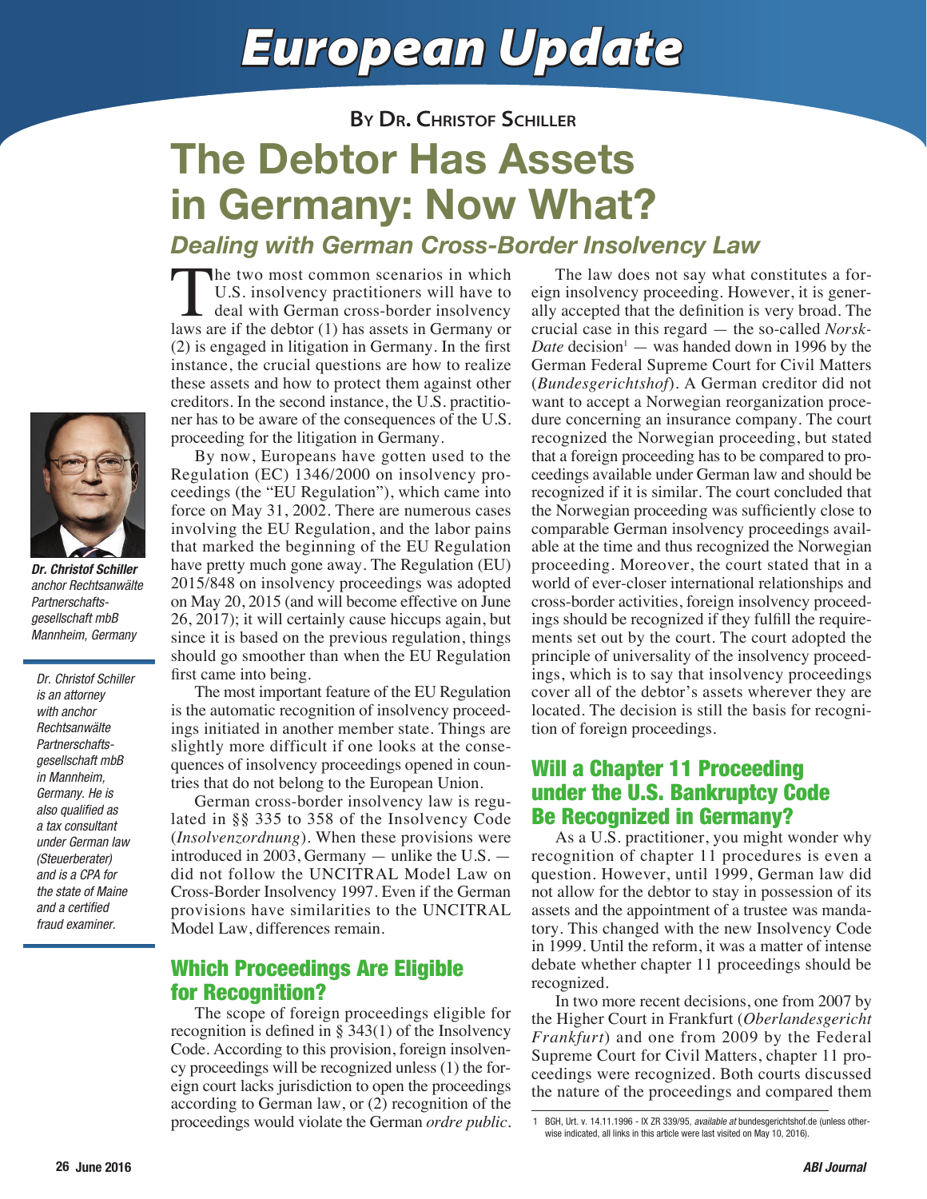# European Update

**By Dr. Christof Schiller**

# The Debtor Has Assets in Germany: Now What?

## *Dealing with German Cross-Border Insolvency Law*

***Dr. Christof Schiller***
*anchor Rechtsanwälte Partnerschafts-gesellschaft mbB*
*Mannheim, Germany*

*Dr. Christof Schiller is an attorney with anchor Rechtsanwälte Partnerschafts-gesellschaft mbB in Mannheim, Germany. He is also qualified as a tax consultant under German law (Steuerberater) and is a CPA for the state of Maine and a certified fraud examiner.*

The two most common scenarios in which U.S. insolvency practitioners will have to deal with German cross-border insolvency laws are if the debtor (1) has assets in Germany or (2) is engaged in litigation in Germany. In the first instance, the crucial questions are how to realize these assets and how to protect them against other creditors. In the second instance, the U.S. practitioner has to be aware of the consequences of the U.S. proceeding for the litigation in Germany.

By now, Europeans have gotten used to the Regulation (EC) 1346/2000 on insolvency proceedings (the "EU Regulation"), which came into force on May 31, 2002. There are numerous cases involving the EU Regulation, and the labor pains that marked the beginning of the EU Regulation have pretty much gone away. The Regulation (EU) 2015/848 on insolvency proceedings was adopted on May 20, 2015 (and will become effective on June 26, 2017); it will certainly cause hiccups again, but since it is based on the previous regulation, things should go smoother than when the EU Regulation first came into being.

The most important feature of the EU Regulation is the automatic recognition of insolvency proceedings initiated in another member state. Things are slightly more difficult if one looks at the consequences of insolvency proceedings opened in countries that do not belong to the European Union.

German cross-border insolvency law is regulated in §§ 335 to 358 of the Insolvency Code (*Insolvenzordnung*). When these provisions were introduced in 2003, Germany — unlike the U.S. — did not follow the UNCITRAL Model Law on Cross-Border Insolvency 1997. Even if the German provisions have similarities to the UNCITRAL Model Law, differences remain.

### Which Proceedings Are Eligible for Recognition?

The scope of foreign proceedings eligible for recognition is defined in § 343(1) of the Insolvency Code. According to this provision, foreign insolvency proceedings will be recognized unless (1) the foreign court lacks jurisdiction to open the proceedings according to German law, or (2) recognition of the proceedings would violate the German *ordre public*.

The law does not say what constitutes a foreign insolvency proceeding. However, it is generally accepted that the definition is very broad. The crucial case in this regard — the so-called *Norsk-Date* decision[1] — was handed down in 1996 by the German Federal Supreme Court for Civil Matters (*Bundesgerichtshof*). A German creditor did not want to accept a Norwegian reorganization procedure concerning an insurance company. The court recognized the Norwegian proceeding, but stated that a foreign proceeding has to be compared to proceedings available under German law and should be recognized if it is similar. The court concluded that the Norwegian proceeding was sufficiently close to comparable German insolvency proceedings available at the time and thus recognized the Norwegian proceeding. Moreover, the court stated that in a world of ever-closer international relationships and cross-border activities, foreign insolvency proceedings should be recognized if they fulfill the requirements set out by the court. The court adopted the principle of universality of the insolvency proceedings, which is to say that insolvency proceedings cover all of the debtor's assets wherever they are located. The decision is still the basis for recognition of foreign proceedings.

### Will a Chapter 11 Proceeding under the U.S. Bankruptcy Code Be Recognized in Germany?

As a U.S. practitioner, you might wonder why recognition of chapter 11 procedures is even a question. However, until 1999, German law did not allow for the debtor to stay in possession of its assets and the appointment of a trustee was mandatory. This changed with the new Insolvency Code in 1999. Until the reform, it was a matter of intense debate whether chapter 11 proceedings should be recognized.

In two more recent decisions, one from 2007 by the Higher Court in Frankfurt (*Oberlandesgericht Frankfurt*) and one from 2009 by the Federal Supreme Court for Civil Matters, chapter 11 proceedings were recognized. Both courts discussed the nature of the proceedings and compared them

---

1 BGH, Urt. v. 14.11.1996 - IX ZR 339/95, *available at* bundesgerichtshof.de (unless otherwise indicated, all links in this article were last visited on May 10, 2016).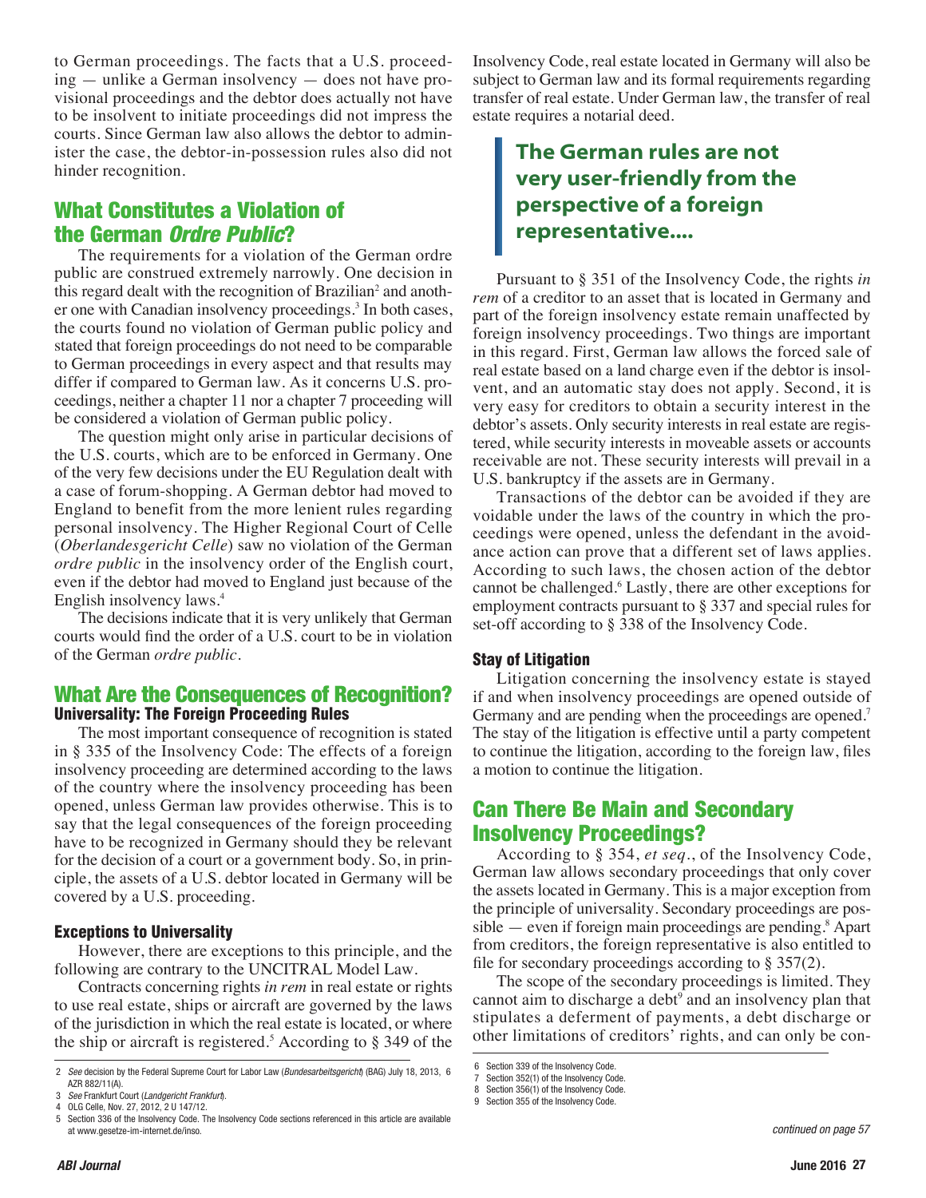to German proceedings. The facts that a U.S. proceeding — unlike a German insolvency — does not have provisional proceedings and the debtor does actually not have to be insolvent to initiate proceedings did not impress the courts. Since German law also allows the debtor to administer the case, the debtor-in-possession rules also did not hinder recognition.

## What Constitutes a Violation of the German *Ordre Public*?

The requirements for a violation of the German ordre public are construed extremely narrowly. One decision in this regard dealt with the recognition of Brazilian[2] and another one with Canadian insolvency proceedings.[3] In both cases, the courts found no violation of German public policy and stated that foreign proceedings do not need to be comparable to German proceedings in every aspect and that results may differ if compared to German law. As it concerns U.S. proceedings, neither a chapter 11 nor a chapter 7 proceeding will be considered a violation of German public policy.

The question might only arise in particular decisions of the U.S. courts, which are to be enforced in Germany. One of the very few decisions under the EU Regulation dealt with a case of forum-shopping. A German debtor had moved to England to benefit from the more lenient rules regarding personal insolvency. The Higher Regional Court of Celle (*Oberlandesgericht Celle*) saw no violation of the German *ordre public* in the insolvency order of the English court, even if the debtor had moved to England just because of the English insolvency laws.[4]

The decisions indicate that it is very unlikely that German courts would find the order of a U.S. court to be in violation of the German *ordre public*.

## What Are the Consequences of Recognition?

### Universality: The Foreign Proceeding Rules

The most important consequence of recognition is stated in § 335 of the Insolvency Code: The effects of a foreign insolvency proceeding are determined according to the laws of the country where the insolvency proceeding has been opened, unless German law provides otherwise. This is to say that the legal consequences of the foreign proceeding have to be recognized in Germany should they be relevant for the decision of a court or a government body. So, in principle, the assets of a U.S. debtor located in Germany will be covered by a U.S. proceeding.

### Exceptions to Universality

However, there are exceptions to this principle, and the following are contrary to the UNCITRAL Model Law.

Contracts concerning rights *in rem* in real estate or rights to use real estate, ships or aircraft are governed by the laws of the jurisdiction in which the real estate is located, or where the ship or aircraft is registered.[5] According to § 349 of the Insolvency Code, real estate located in Germany will also be subject to German law and its formal requirements regarding transfer of real estate. Under German law, the transfer of real estate requires a notarial deed.

> **The German rules are not very user-friendly from the perspective of a foreign representative....**

Pursuant to § 351 of the Insolvency Code, the rights *in rem* of a creditor to an asset that is located in Germany and part of the foreign insolvency estate remain unaffected by foreign insolvency proceedings. Two things are important in this regard. First, German law allows the forced sale of real estate based on a land charge even if the debtor is insolvent, and an automatic stay does not apply. Second, it is very easy for creditors to obtain a security interest in the debtor's assets. Only security interests in real estate are registered, while security interests in moveable assets or accounts receivable are not. These security interests will prevail in a U.S. bankruptcy if the assets are in Germany.

Transactions of the debtor can be avoided if they are voidable under the laws of the country in which the proceedings were opened, unless the defendant in the avoidance action can prove that a different set of laws applies. According to such laws, the chosen action of the debtor cannot be challenged.[6] Lastly, there are other exceptions for employment contracts pursuant to § 337 and special rules for set-off according to § 338 of the Insolvency Code.

### Stay of Litigation

Litigation concerning the insolvency estate is stayed if and when insolvency proceedings are opened outside of Germany and are pending when the proceedings are opened.[7] The stay of the litigation is effective until a party competent to continue the litigation, according to the foreign law, files a motion to continue the litigation.

## Can There Be Main and Secondary Insolvency Proceedings?

According to § 354, *et seq*., of the Insolvency Code, German law allows secondary proceedings that only cover the assets located in Germany. This is a major exception from the principle of universality. Secondary proceedings are possible — even if foreign main proceedings are pending.[8] Apart from creditors, the foreign representative is also entitled to file for secondary proceedings according to § 357(2).

The scope of the secondary proceedings is limited. They cannot aim to discharge a debt[9] and an insolvency plan that stipulates a deferment of payments, a debt discharge or other limitations of creditors' rights, and can only be con-

*continued on page 57*

---

2 *See* decision by the Federal Supreme Court for Labor Law (*Bundesarbeitsgericht*) (BAG) July 18, 2013, 6 AZR 882/11(A).

3 *See* Frankfurt Court (*Landgericht Frankfurt*).

4 OLG Celle, Nov. 27, 2012, 2 U 147/12.

5 Section 336 of the Insolvency Code. The Insolvency Code sections referenced in this article are available at www.gesetze-im-internet.de/inso.

6 Section 339 of the Insolvency Code.

7 Section 352(1) of the Insolvency Code.

8 Section 356(1) of the Insolvency Code.

9 Section 355 of the Insolvency Code.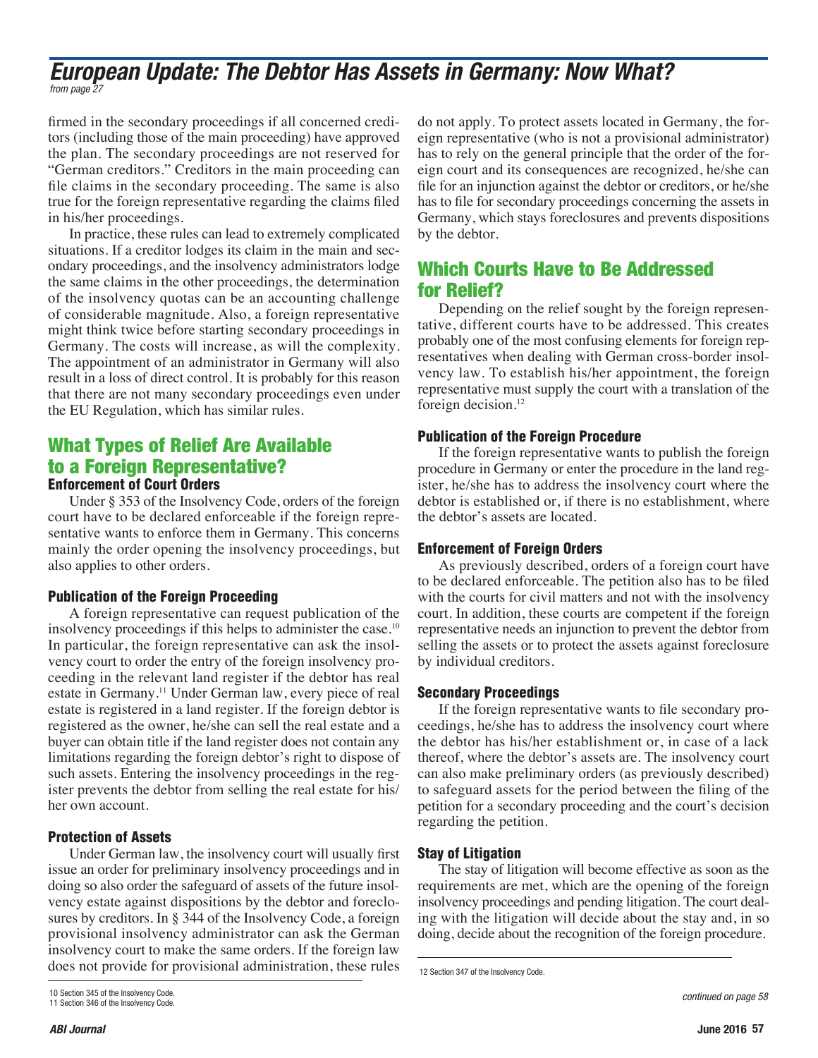firmed in the secondary proceedings if all concerned creditors (including those of the main proceeding) have approved the plan. The secondary proceedings are not reserved for "German creditors." Creditors in the main proceeding can file claims in the secondary proceeding. The same is also true for the foreign representative regarding the claims filed in his/her proceedings.

In practice, these rules can lead to extremely complicated situations. If a creditor lodges its claim in the main and secondary proceedings, and the insolvency administrators lodge the same claims in the other proceedings, the determination of the insolvency quotas can be an accounting challenge of considerable magnitude. Also, a foreign representative might think twice before starting secondary proceedings in Germany. The costs will increase, as will the complexity. The appointment of an administrator in Germany will also result in a loss of direct control. It is probably for this reason that there are not many secondary proceedings even under the EU Regulation, which has similar rules.

## What Types of Relief Are Available to a Foreign Representative?

### Enforcement of Court Orders

Under § 353 of the Insolvency Code, orders of the foreign court have to be declared enforceable if the foreign representative wants to enforce them in Germany. This concerns mainly the order opening the insolvency proceedings, but also applies to other orders.

### Publication of the Foreign Proceeding

A foreign representative can request publication of the insolvency proceedings if this helps to administer the case.[10] In particular, the foreign representative can ask the insolvency court to order the entry of the foreign insolvency proceeding in the relevant land register if the debtor has real estate in Germany.[11] Under German law, every piece of real estate is registered in a land register. If the foreign debtor is registered as the owner, he/she can sell the real estate and a buyer can obtain title if the land register does not contain any limitations regarding the foreign debtor's right to dispose of such assets. Entering the insolvency proceedings in the register prevents the debtor from selling the real estate for his/her own account.

### Protection of Assets

Under German law, the insolvency court will usually first issue an order for preliminary insolvency proceedings and in doing so also order the safeguard of assets of the future insolvency estate against dispositions by the debtor and foreclosures by creditors. In § 344 of the Insolvency Code, a foreign provisional insolvency administrator can ask the German insolvency court to make the same orders. If the foreign law does not provide for provisional administration, these rules do not apply. To protect assets located in Germany, the foreign representative (who is not a provisional administrator) has to rely on the general principle that the order of the foreign court and its consequences are recognized, he/she can file for an injunction against the debtor or creditors, or he/she has to file for secondary proceedings concerning the assets in Germany, which stays foreclosures and prevents dispositions by the debtor.

## Which Courts Have to Be Addressed for Relief?

Depending on the relief sought by the foreign representative, different courts have to be addressed. This creates probably one of the most confusing elements for foreign representatives when dealing with German cross-border insolvency law. To establish his/her appointment, the foreign representative must supply the court with a translation of the foreign decision.[12]

### Publication of the Foreign Procedure

If the foreign representative wants to publish the foreign procedure in Germany or enter the procedure in the land register, he/she has to address the insolvency court where the debtor is established or, if there is no establishment, where the debtor's assets are located.

### Enforcement of Foreign Orders

As previously described, orders of a foreign court have to be declared enforceable. The petition also has to be filed with the courts for civil matters and not with the insolvency court. In addition, these courts are competent if the foreign representative needs an injunction to prevent the debtor from selling the assets or to protect the assets against foreclosure by individual creditors.

### Secondary Proceedings

If the foreign representative wants to file secondary proceedings, he/she has to address the insolvency court where the debtor has his/her establishment or, in case of a lack thereof, where the debtor's assets are. The insolvency court can also make preliminary orders (as previously described) to safeguard assets for the period between the filing of the petition for a secondary proceeding and the court's decision regarding the petition.

### Stay of Litigation

The stay of litigation will become effective as soon as the requirements are met, which are the opening of the foreign insolvency proceedings and pending litigation. The court dealing with the litigation will decide about the stay and, in so doing, decide about the recognition of the foreign procedure.

---

10 Section 345 of the Insolvency Code.

11 Section 346 of the Insolvency Code.

12 Section 347 of the Insolvency Code.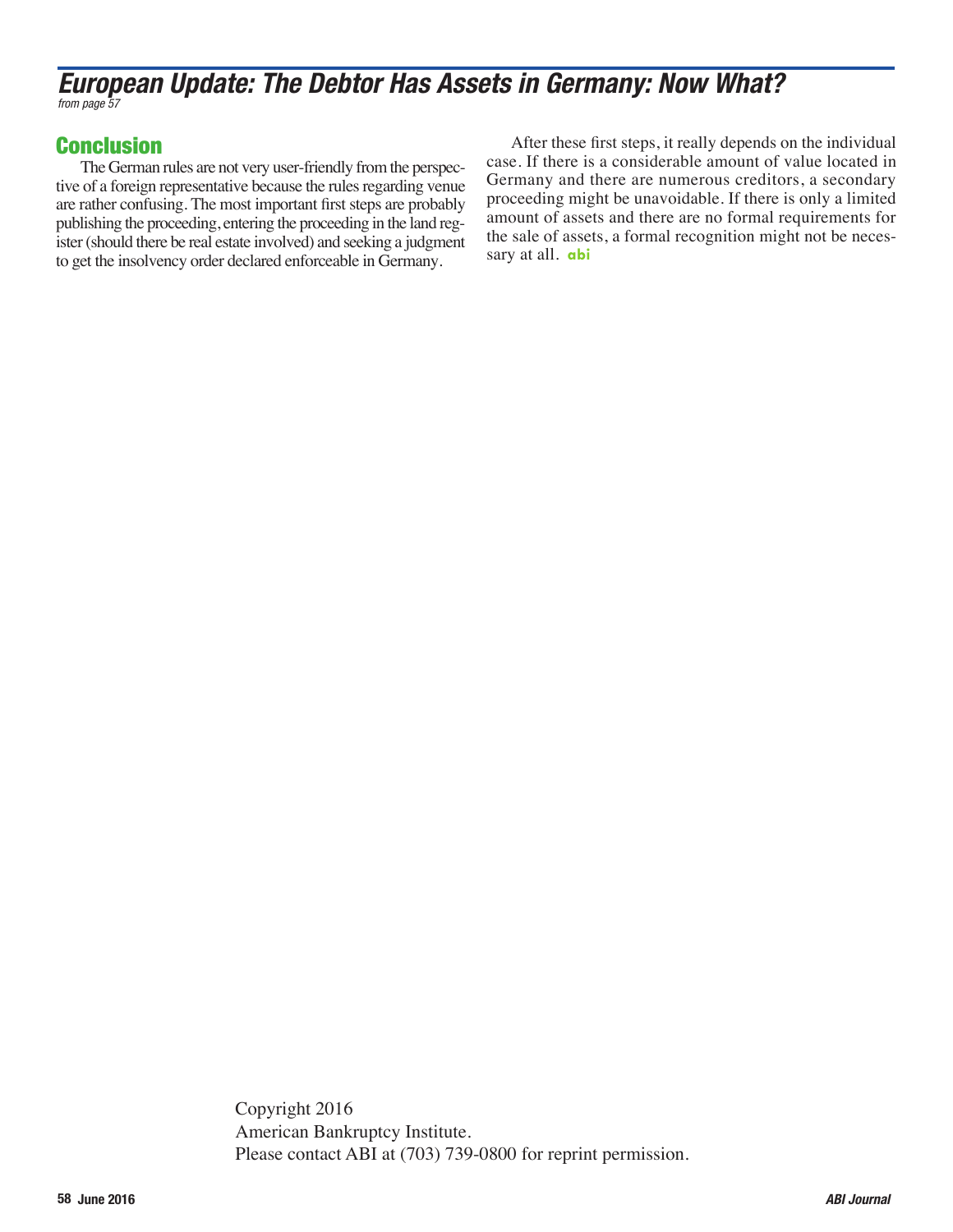# European Update: The Debtor Has Assets in Germany: Now What?

*from page 57*

## Conclusion

The German rules are not very user-friendly from the perspective of a foreign representative because the rules regarding venue are rather confusing. The most important first steps are probably publishing the proceeding, entering the proceeding in the land register (should there be real estate involved) and seeking a judgment to get the insolvency order declared enforceable in Germany.

After these first steps, it really depends on the individual case. If there is a considerable amount of value located in Germany and there are numerous creditors, a secondary proceeding might be unavoidable. If there is only a limited amount of assets and there are no formal requirements for the sale of assets, a formal recognition might not be necessary at all. abi

Copyright 2016
American Bankruptcy Institute.
Please contact ABI at (703) 739-0800 for reprint permission.